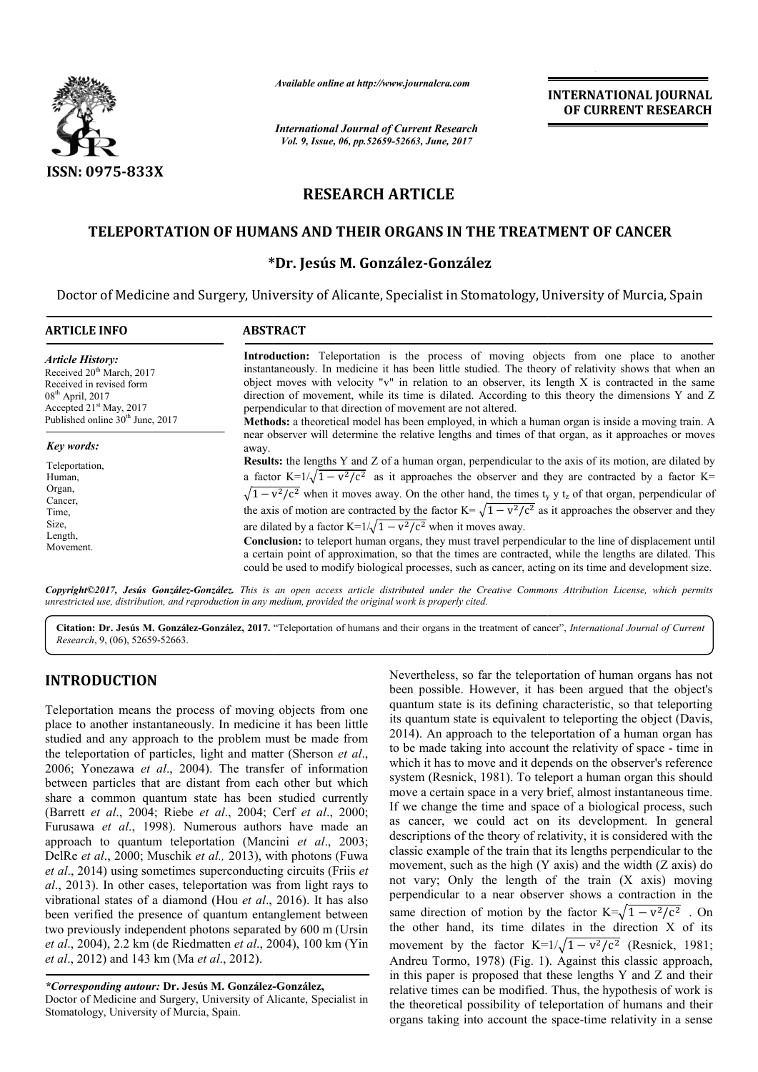# RESEARCH ARTICLE

## TELEPORTATION OF HUMANS AND THEIR ORGANS IN THE TREATMENT OF CANCER

**\*Dr. Jesús M. González-González**

Doctor of Medicine and Surgery, University of Alicante, Specialist in Stomatology, University of Murcia, Spain

### ARTICLE INFO

*Article History:*

Received 20th March, 2017
Received in revised form 08th April, 2017
Accepted 21st May, 2017
Published online 30th June, 2017

*Key words:*

Teleportation, Human, Organ, Cancer, Time, Size, Length, Movement.

### ABSTRACT

**Introduction:** Teleportation is the process of moving objects from one place to another instantaneously. In medicine it has been little studied. The theory of relativity shows that when an object moves with velocity "v" in relation to an observer, its length X is contracted in the same direction of movement, while its time is dilated. According to this theory the dimensions Y and Z perpendicular to that direction of movement are not altered.

**Methods:** a theoretical model has been employed, in which a human organ is inside a moving train. A near observer will determine the relative lengths and times of that organ, as it approaches or moves away.

**Results:** the lengths Y and Z of a human organ, perpendicular to the axis of its motion, are dilated by a factor $K=1/\sqrt{1-v^2/c^2}$ as it approaches the observer and they are contracted by a factor $K=\sqrt{1-v^2/c^2}$ when it moves away. On the other hand, the times $t_y$ y $t_z$ of that organ, perpendicular of the axis of motion are contracted by the factor $K=\sqrt{1-v^2/c^2}$ as it approaches the observer and they are dilated by a factor $K=1/\sqrt{1-v^2/c^2}$ when it moves away.

**Conclusion:** to teleport human organs, they must travel perpendicular to the line of displacement until a certain point of approximation, so that the times are contracted, while the lengths are dilated. This could be used to modify biological processes, such as cancer, acting on its time and development size.

***Copyright©2017, Jesús González-González.*** *This is an open access article distributed under the Creative Commons Attribution License, which permits unrestricted use, distribution, and reproduction in any medium, provided the original work is properly cited.*

**Citation: Dr. Jesús M. González-González, 2017.** "Teleportation of humans and their organs in the treatment of cancer", *International Journal of Current Research*, 9, (06), 52659-52663.

## INTRODUCTION

Teleportation means the process of moving objects from one place to another instantaneously. In medicine it has been little studied and any approach to the problem must be made from the teleportation of particles, light and matter (Sherson *et al*., 2006; Yonezawa *et al*., 2004). The transfer of information between particles that are distant from each other but which share a common quantum state has been studied currently (Barrett *et al*., 2004; Riebe *et al*., 2004; Cerf *et al*., 2000; Furusawa *et al*., 1998). Numerous authors have made an approach to quantum teleportation (Mancini *et al*., 2003; DelRe *et al*., 2000; Muschik *et al.,* 2013), with photons (Fuwa *et al*., 2014) using sometimes superconducting circuits (Friis *et al*., 2013). In other cases, teleportation was from light rays to vibrational states of a diamond (Hou *et al*., 2016). It has also been verified the presence of quantum entanglement between two previously independent photons separated by 600 m (Ursin *et al*., 2004), 2.2 km (de Riedmatten *et al*., 2004), 100 km (Yin *et al*., 2012) and 143 km (Ma *et al*., 2012).

Nevertheless, so far the teleportation of human organs has not been possible. However, it has been argued that the object's quantum state is its defining characteristic, so that teleporting its quantum state is equivalent to teleporting the object (Davis, 2014). An approach to the teleportation of a human organ has to be made taking into account the relativity of space - time in which it has to move and it depends on the observer's reference system (Resnick, 1981). To teleport a human organ this should move a certain space in a very brief, almost instantaneous time. If we change the time and space of a biological process, such as cancer, we could act on its development. In general descriptions of the theory of relativity, it is considered with the classic example of the train that its lengths perpendicular to the movement, such as the high (Y axis) and the width (Z axis) do not vary; Only the length of the train (X axis) moving perpendicular to a near observer shows a contraction in the same direction of motion by the factor $K=\sqrt{1-v^2/c^2}$ . On the other hand, its time dilates in the direction X of its movement by the factor $K=1/\sqrt{1-v^2/c^2}$ (Resnick, 1981; Andreu Tormo, 1978) (Fig. 1). Against this classic approach, in this paper is proposed that these lengths Y and Z and their relative times can be modified. Thus, the hypothesis of work is the theoretical possibility of teleportation of humans and their organs taking into account the space-time relativity in a sense

***Corresponding autour:** **Dr. Jesús M. González-González,**
Doctor of Medicine and Surgery, University of Alicante, Specialist in Stomatology, University of Murcia, Spain.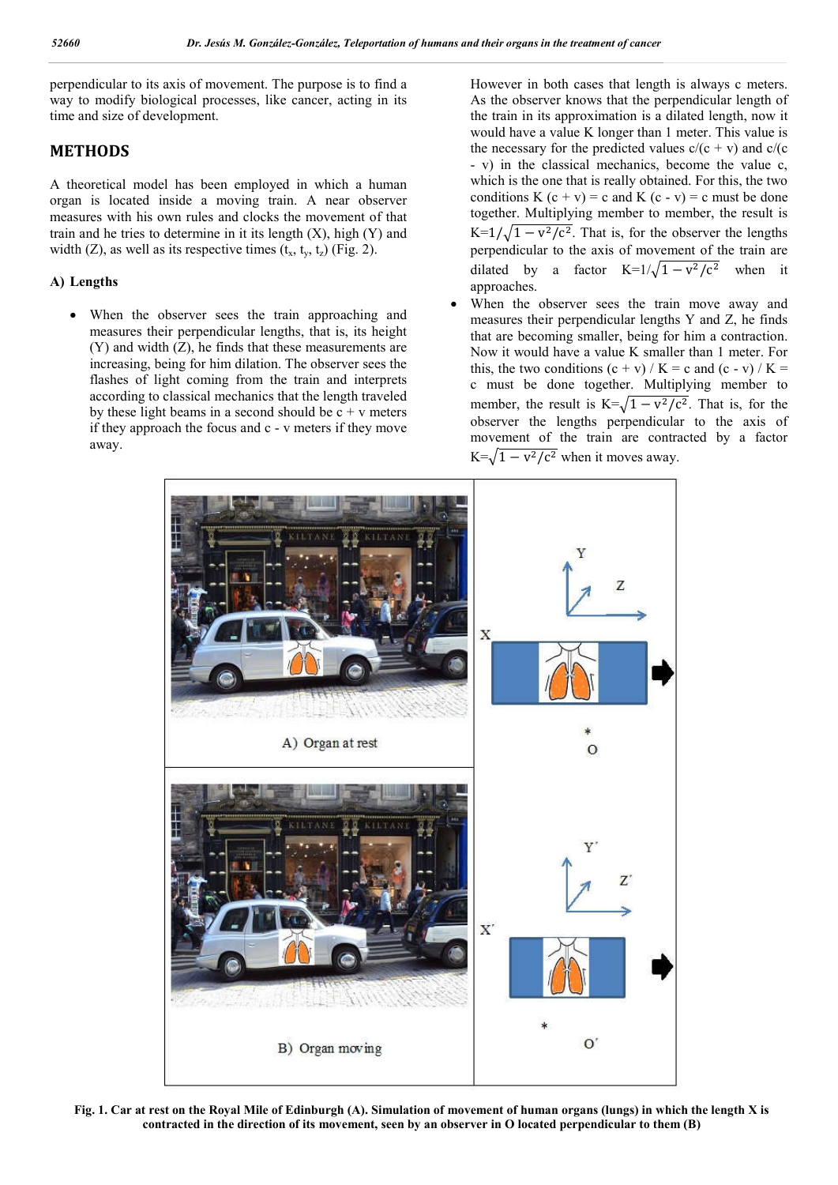perpendicular to its axis of movement. The purpose is to find a way to modify biological processes, like cancer, acting in its time and size of development.

## METHODS

A theoretical model has been employed in which a human organ is located inside a moving train. A near observer measures with his own rules and clocks the movement of that train and he tries to determine in it its length (X), high (Y) and width (Z), as well as its respective times ($t_x$, $t_y$, $t_z$) (Fig. 2).

### A) Lengths

- When the observer sees the train approaching and measures their perpendicular lengths, that is, its height (Y) and width (Z), he finds that these measurements are increasing, being for him dilation. The observer sees the flashes of light coming from the train and interprets according to classical mechanics that the length traveled by these light beams in a second should be c + v meters if they approach the focus and c - v meters if they move away. However in both cases that length is always c meters. As the observer knows that the perpendicular length of the train in its approximation is a dilated length, now it would have a value K longer than 1 meter. This value is the necessary for the predicted values c/(c + v) and c/(c - v) in the classical mechanics, become the value c, which is the one that is really obtained. For this, the two conditions K (c + v) = c and K (c - v) = c must be done together. Multiplying member to member, the result is $K=1/\sqrt{1-v^2/c^2}$. That is, for the observer the lengths perpendicular to the axis of movement of the train are dilated by a factor $K=1/\sqrt{1-v^2/c^2}$ when it approaches.
- When the observer sees the train move away and measures their perpendicular lengths Y and Z, he finds that are becoming smaller, being for him a contraction. Now it would have a value K smaller than 1 meter. For this, the two conditions (c + v) / K = c and (c - v) / K = c must be done together. Multiplying member to member, the result is $K=\sqrt{1-v^2/c^2}$. That is, for the observer the lengths perpendicular to the axis of movement of the train are contracted by a factor $K=\sqrt{1-v^2/c^2}$ when it moves away.

**Fig. 1. Car at rest on the Royal Mile of Edinburgh (A). Simulation of movement of human organs (lungs) in which the length X is contracted in the direction of its movement, seen by an observer in O located perpendicular to them (B)**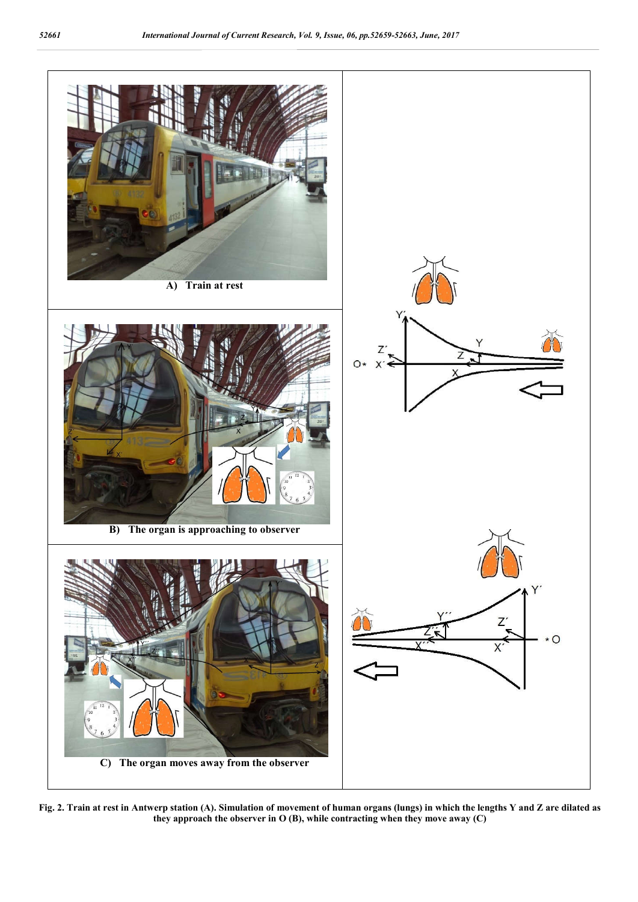**Fig. 2. Train at rest in Antwerp station (A). Simulation of movement of human organs (lungs) in which the lengths Y and Z are dilated as they approach the observer in O (B), while contracting when they move away (C)**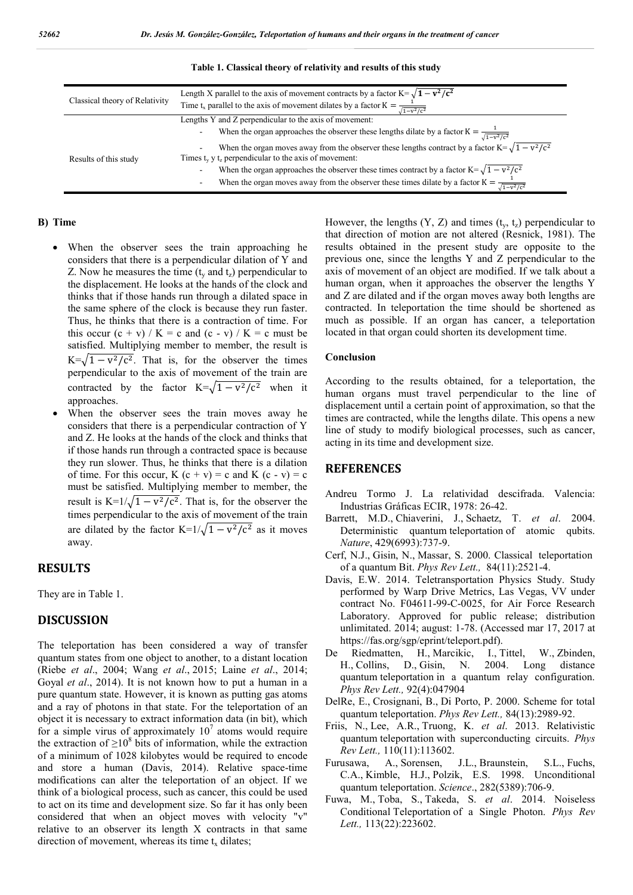**Table 1. Classical theory of relativity and results of this study**

| | |
|---|---|
| Classical theory of Relativity | Length X parallel to the axis of movement contracts by a factor K= $\sqrt{1-v^2/c^2}$<br>Time $t_x$ parallel to the axis of movement dilates by a factor $K = \frac{1}{\sqrt{1-v^2/c^2}}$ |
| Results of this study | Lengths Y and Z perpendicular to the axis of movement:<br>- When the organ approaches the observer these lengths dilate by a factor $K = \frac{1}{\sqrt{1-v^2/c^2}}$<br>- When the organ moves away from the observer these lengths contract by a factor K= $\sqrt{1-v^2/c^2}$<br>Times $t_y$ y $t_z$ perpendicular to the axis of movement:<br>- When the organ approaches the observer these times contract by a factor K= $\sqrt{1-v^2/c^2}$<br>- When the organ moves away from the observer these times dilate by a factor $K = \frac{1}{\sqrt{1-v^2/c^2}}$ |

### B) Time

- When the observer sees the train approaching he considers that there is a perpendicular dilation of Y and Z. Now he measures the time ($t_y$ and $t_z$) perpendicular to the displacement. He looks at the hands of the clock and thinks that if those hands run through a dilated space in the same sphere of the clock is because they run faster. Thus, he thinks that there is a contraction of time. For this occur (c + v) / K = c and (c - v) / K = c must be satisfied. Multiplying member to member, the result is K=$\sqrt{1-v^2/c^2}$. That is, for the observer the times perpendicular to the axis of movement of the train are contracted by the factor K=$\sqrt{1-v^2/c^2}$ when it approaches.
- When the observer sees the train moves away he considers that there is a perpendicular contraction of Y and Z. He looks at the hands of the clock and thinks that if those hands run through a contracted space is because they run slower. Thus, he thinks that there is a dilation of time. For this occur, K (c + v) = c and K (c - v) = c must be satisfied. Multiplying member to member, the result is K=1/$\sqrt{1-v^2/c^2}$. That is, for the observer the times perpendicular to the axis of movement of the train are dilated by the factor K=1/$\sqrt{1-v^2/c^2}$ as it moves away.

## RESULTS

They are in Table 1.

## DISCUSSION

The teleportation has been considered a way of transfer quantum states from one object to another, to a distant location (Riebe *et al*., 2004; Wang *et al*., 2015; Laine *et al*., 2014; Goyal *et al*., 2014). It is not known how to put a human in a pure quantum state. However, it is known as putting gas atoms and a ray of photons in that state. For the teleportation of an object it is necessary to extract information data (in bit), which for a simple virus of approximately $10^7$ atoms would require the extraction of $\geq 10^8$ bits of information, while the extraction of a minimum of 1028 kilobytes would be required to encode and store a human (Davis, 2014). Relative space-time modifications can alter the teleportation of an object. If we think of a biological process, such as cancer, this could be used to act on its time and development size. So far it has only been considered that when an object moves with velocity "v" relative to an observer its length X contracts in that same direction of movement, whereas its time $t_x$ dilates; However, the lengths (Y, Z) and times ($t_y$, $t_z$) perpendicular to that direction of motion are not altered (Resnick, 1981). The results obtained in the present study are opposite to the previous one, since the lengths Y and Z perpendicular to the axis of movement of an object are modified. If we talk about a human organ, when it approaches the observer the lengths Y and Z are dilated and if the organ moves away both lengths are contracted. In teleportation the time should be shortened as much as possible. If an organ has cancer, a teleportation located in that organ could shorten its development time.

### Conclusion

According to the results obtained, for a teleportation, the human organs must travel perpendicular to the line of displacement until a certain point of approximation, so that the times are contracted, while the lengths dilate. This opens a new line of study to modify biological processes, such as cancer, acting in its time and development size.

## REFERENCES

Andreu Tormo J. La relatividad descifrada. Valencia: Industrias Gráficas ECIR, 1978: 26-42.

Barrett, M.D., Chiaverini, J., Schaetz, T. *et al*. 2004. Deterministic quantum teleportation of atomic qubits. *Nature*, 429(6993):737-9.

Cerf, N.J., Gisin, N., Massar, S. 2000. Classical teleportation of a quantum Bit. *Phys Rev Lett.,* 84(11):2521-4.

Davis, E.W. 2014. Teletransportation Physics Study. Study performed by Warp Drive Metrics, Las Vegas, VV under contract No. F04611-99-C-0025, for Air Force Research Laboratory. Approved for public release; distribution unlimitated. 2014; august: 1-78. (Accessed mar 17, 2017 at https://fas.org/sgp/eprint/teleport.pdf).

De Riedmatten, H., Marcikic, I., Tittel, W., Zbinden, H., Collins, D., Gisin, N. 2004. Long distance quantum teleportation in a quantum relay configuration. *Phys Rev Lett.,* 92(4):047904

DelRe, E., Crosignani, B., Di Porto, P. 2000. Scheme for total quantum teleportation. *Phys Rev Lett.,* 84(13):2989-92.

Friis, N., Lee, A.R., Truong, K. *et al*. 2013. Relativistic quantum teleportation with superconducting circuits. *Phys Rev Lett.,* 110(11):113602.

Furusawa, A., Sorensen, J.L., Braunstein, S.L., Fuchs, C.A., Kimble, H.J., Polzik, E.S. 1998. Unconditional quantum teleportation. *Science*., 282(5389):706-9.

Fuwa, M., Toba, S., Takeda, S. *et al*. 2014. Noiseless Conditional Teleportation of a Single Photon. *Phys Rev Lett.,* 113(22):223602.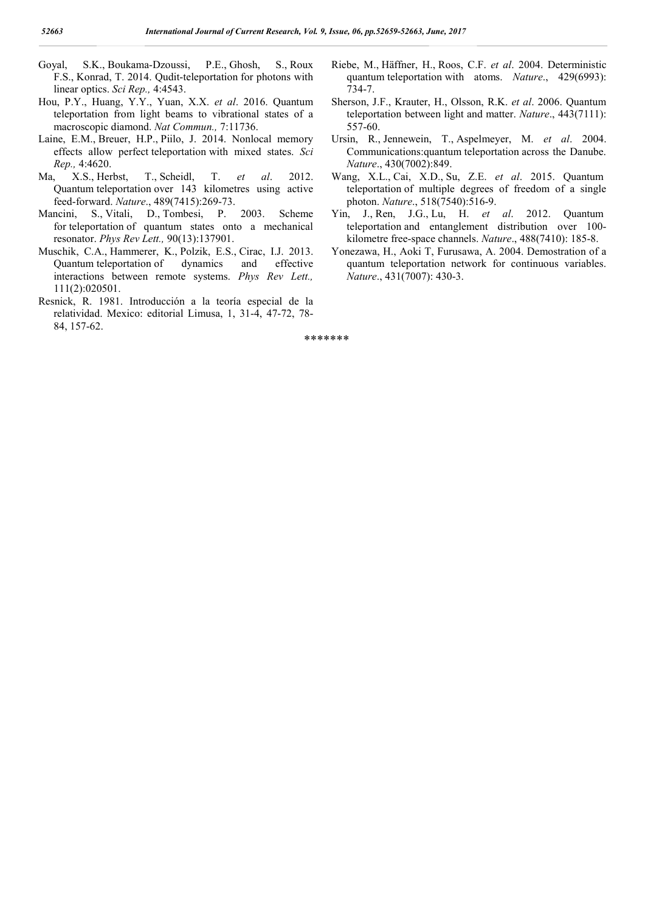Goyal, S.K., Boukama-Dzoussi, P.E., Ghosh, S., Roux F.S., Konrad, T. 2014. Qudit-teleportation for photons with linear optics. *Sci Rep.,* 4:4543.

Hou, P.Y., Huang, Y.Y., Yuan, X.X. *et al*. 2016. Quantum teleportation from light beams to vibrational states of a macroscopic diamond. *Nat Commun.,* 7:11736.

Laine, E.M., Breuer, H.P., Piilo, J. 2014. Nonlocal memory effects allow perfect teleportation with mixed states. *Sci Rep.,* 4:4620.

Ma, X.S., Herbst, T., Scheidl, T. *et al*. 2012. Quantum teleportation over 143 kilometres using active feed-forward. *Nature*., 489(7415):269-73.

Mancini, S., Vitali, D., Tombesi, P. 2003. Scheme for teleportation of quantum states onto a mechanical resonator. *Phys Rev Lett.,* 90(13):137901.

Muschik, C.A., Hammerer, K., Polzik, E.S., Cirac, I.J. 2013. Quantum teleportation of dynamics and effective interactions between remote systems. *Phys Rev Lett.,* 111(2):020501.

Resnick, R. 1981. Introducción a la teoría especial de la relatividad. Mexico: editorial Limusa, 1, 31-4, 47-72, 78-84, 157-62.

Riebe, M., Häffner, H., Roos, C.F. *et al*. 2004. Deterministic quantum teleportation with atoms. *Nature*., 429(6993): 734-7.

Sherson, J.F., Krauter, H., Olsson, R.K. *et al*. 2006. Quantum teleportation between light and matter. *Nature*., 443(7111): 557-60.

Ursin, R., Jennewein, T., Aspelmeyer, M. *et al*. 2004. Communications:quantum teleportation across the Danube. *Nature*., 430(7002):849.

Wang, X.L., Cai, X.D., Su, Z.E. *et al*. 2015. Quantum teleportation of multiple degrees of freedom of a single photon. *Nature*., 518(7540):516-9.

Yin, J., Ren, J.G., Lu, H. *et al*. 2012. Quantum teleportation and entanglement distribution over 100-kilometre free-space channels. *Nature*., 488(7410): 185-8.

Yonezawa, H., Aoki T, Furusawa, A. 2004. Demostration of a quantum teleportation network for continuous variables. *Nature*., 431(7007): 430-3.

*******